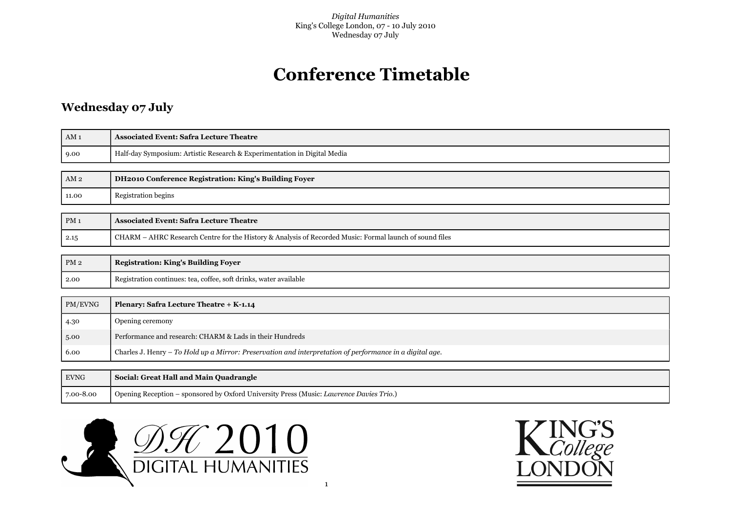# Conference Timetable

## Wednesday 07 July

| AM 1 | **Associated Event: Safra Lecture Theatre** |
|---|---|
| 9.00 | Half-day Symposium: Artistic Research & Experimentation in Digital Media |

| AM 2 | **DH2010 Conference Registration: King's Building Foyer** |
|---|---|
| 11.00 | Registration begins |

| PM 1 | **Associated Event: Safra Lecture Theatre** |
|---|---|
| 2.15 | CHARM – AHRC Research Centre for the History & Analysis of Recorded Music: Formal launch of sound files |

| PM 2 | **Registration: King's Building Foyer** |
|---|---|
| 2.00 | Registration continues: tea, coffee, soft drinks, water available |

| PM/EVNG | **Plenary: Safra Lecture Theatre + K-1.14** |
|---|---|
| 4.30 | Opening ceremony |
| 5.00 | Performance and research: CHARM & Lads in their Hundreds |
| 6.00 | Charles J. Henry – *To Hold up a Mirror: Preservation and interpretation of performance in a digital age.* |

| EVNG | **Social: Great Hall and Main Quadrangle** |
|---|---|
| 7.00-8.00 | Opening Reception – sponsored by Oxford University Press (Music: *Lawrence Davies Trio.*) |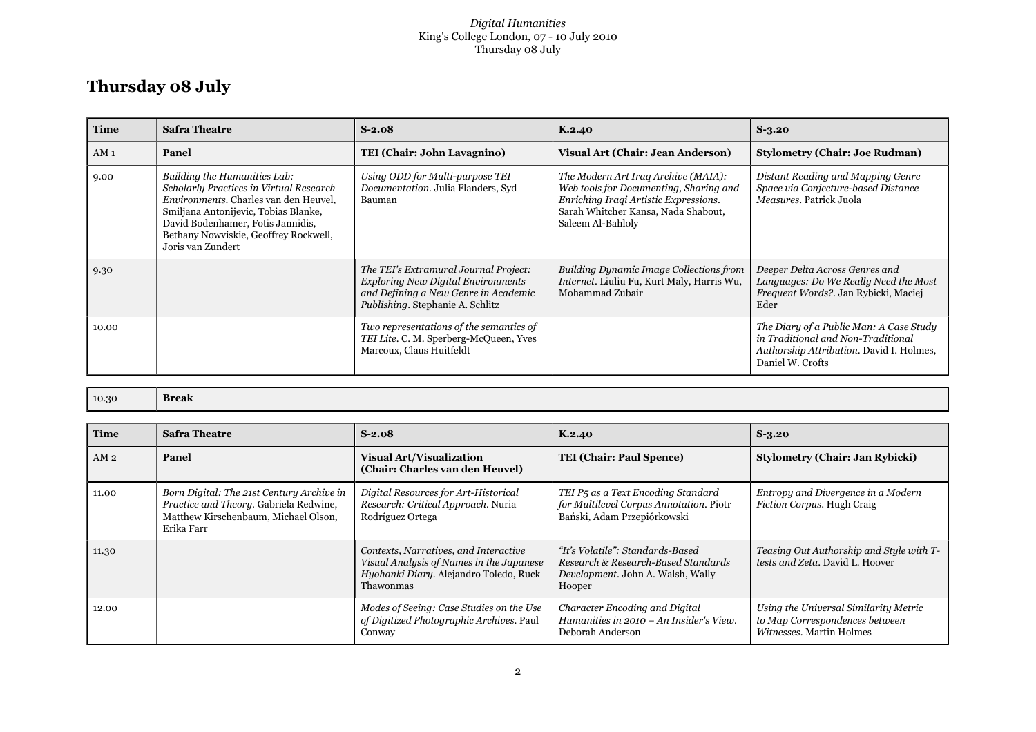# Thursday 08 July

| Time | Safra Theatre | S-2.08 | K.2.40 | S-3.20 |
|---|---|---|---|---|
| AM 1 | **Panel** | **TEI (Chair: John Lavagnino)** | **Visual Art (Chair: Jean Anderson)** | **Stylometry (Chair: Joe Rudman)** |
| 9.00 | *Building the Humanities Lab: Scholarly Practices in Virtual Research Environments*. Charles van den Heuvel, Smiljana Antonijevic, Tobias Blanke, David Bodenhamer, Fotis Jannidis, Bethany Nowviskie, Geoffrey Rockwell, Joris van Zundert | *Using ODD for Multi-purpose TEI Documentation*. Julia Flanders, Syd Bauman | *The Modern Art Iraq Archive (MAIA): Web tools for Documenting, Sharing and Enriching Iraqi Artistic Expressions*. Sarah Whitcher Kansa, Nada Shabout, Saleem Al-Bahloly | *Distant Reading and Mapping Genre Space via Conjecture-based Distance Measures*. Patrick Juola |
| 9.30 | | *The TEI's Extramural Journal Project: Exploring New Digital Environments and Defining a New Genre in Academic Publishing*. Stephanie A. Schlitz | *Building Dynamic Image Collections from Internet*. Liuliu Fu, Kurt Maly, Harris Wu, Mohammad Zubair | *Deeper Delta Across Genres and Languages: Do We Really Need the Most Frequent Words?*. Jan Rybicki, Maciej Eder |
| 10.00 | | *Two representations of the semantics of TEI Lite*. C. M. Sperberg-McQueen, Yves Marcoux, Claus Huitfeldt | | *The Diary of a Public Man: A Case Study in Traditional and Non-Traditional Authorship Attribution*. David I. Holmes, Daniel W. Crofts |

| 10.30 | **Break** |
|---|---|

| Time | Safra Theatre | S-2.08 | K.2.40 | S-3.20 |
|---|---|---|---|---|
| AM 2 | **Panel** | **Visual Art/Visualization (Chair: Charles van den Heuvel)** | **TEI (Chair: Paul Spence)** | **Stylometry (Chair: Jan Rybicki)** |
| 11.00 | *Born Digital: The 21st Century Archive in Practice and Theory*. Gabriela Redwine, Matthew Kirschenbaum, Michael Olson, Erika Farr | *Digital Resources for Art-Historical Research: Critical Approach*. Nuria Rodríguez Ortega | *TEI P5 as a Text Encoding Standard for Multilevel Corpus Annotation*. Piotr Bański, Adam Przepiórkowski | *Entropy and Divergence in a Modern Fiction Corpus*. Hugh Craig |
| 11.30 | | *Contexts, Narratives, and Interactive Visual Analysis of Names in the Japanese Hyohanki Diary*. Alejandro Toledo, Ruck Thawonmas | *"It's Volatile": Standards-Based Research & Research-Based Standards Development*. John A. Walsh, Wally Hooper | *Teasing Out Authorship and Style with T-tests and Zeta*. David L. Hoover |
| 12.00 | | *Modes of Seeing: Case Studies on the Use of Digitized Photographic Archives*. Paul Conway | *Character Encoding and Digital Humanities in 2010 – An Insider's View*. Deborah Anderson | *Using the Universal Similarity Metric to Map Correspondences between Witnesses*. Martin Holmes |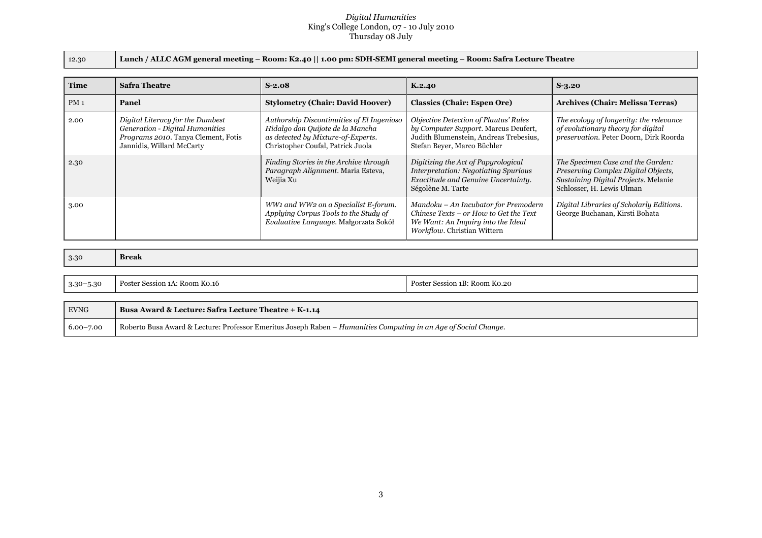*Digital Humanities*
King's College London, 07 - 10 July 2010
Thursday 08 July

| 12.30 | **Lunch / ALLC AGM general meeting – Room: K2.40 \|\| 1.00 pm: SDH-SEMI general meeting – Room: Safra Lecture Theatre** |
|---|---|

| Time | Safra Theatre | S-2.08 | K.2.40 | S-3.20 |
|---|---|---|---|---|
| PM 1 | **Panel** | **Stylometry (Chair: David Hoover)** | **Classics (Chair: Espen Ore)** | **Archives (Chair: Melissa Terras)** |
| 2.00 | *Digital Literacy for the Dumbest Generation - Digital Humanities Programs 2010*. Tanya Clement, Fotis Jannidis, Willard McCarty | *Authorship Discontinuities of El Ingenioso Hidalgo don Quijote de la Mancha as detected by Mixture-of-Experts*. Christopher Coufal, Patrick Juola | *Objective Detection of Plautus' Rules by Computer Support*. Marcus Deufert, Judith Blumenstein, Andreas Trebesius, Stefan Beyer, Marco Büchler | *The ecology of longevity: the relevance of evolutionary theory for digital preservation*. Peter Doorn, Dirk Roorda |
| 2.30 | | *Finding Stories in the Archive through Paragraph Alignment*. Maria Esteva, Weijia Xu | *Digitizing the Act of Papyrological Interpretation: Negotiating Spurious Exactitude and Genuine Uncertainty*. Ségolène M. Tarte | *The Specimen Case and the Garden: Preserving Complex Digital Objects, Sustaining Digital Projects*. Melanie Schlosser, H. Lewis Ulman |
| 3.00 | | *WW1 and WW2 on a Specialist E-forum. Applying Corpus Tools to the Study of Evaluative Language*. Małgorzata Sokół | *Mandoku – An Incubator for Premodern Chinese Texts – or How to Get the Text We Want: An Inquiry into the Ideal Workflow*. Christian Wittern | *Digital Libraries of Scholarly Editions*. George Buchanan, Kirsti Bohata |

| 3.30 | **Break** |
|---|---|

| 3.30–5.30 | Poster Session 1A: Room K0.16 | Poster Session 1B: Room K0.20 |
|---|---|---|

| EVNG | **Busa Award & Lecture: Safra Lecture Theatre + K-1.14** |
|---|---|
| 6.00–7.00 | Roberto Busa Award & Lecture: Professor Emeritus Joseph Raben – *Humanities Computing in an Age of Social Change*. |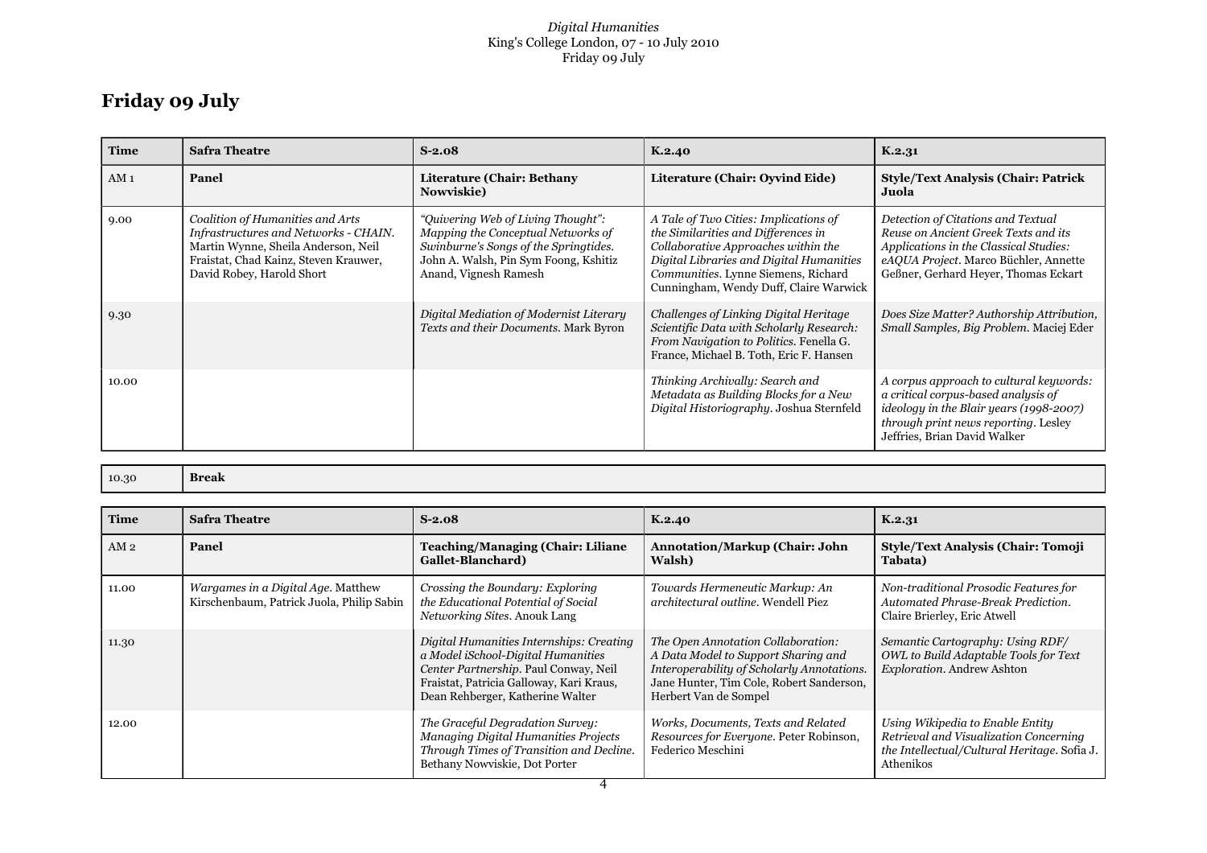# Friday 09 July

| Time | Safra Theatre | S-2.08 | K.2.40 | K.2.31 |
|---|---|---|---|---|
| AM 1 | **Panel** | **Literature (Chair: Bethany Nowviskie)** | **Literature (Chair: Oyvind Eide)** | **Style/Text Analysis (Chair: Patrick Juola** |
| 9.00 | *Coalition of Humanities and Arts Infrastructures and Networks - CHAIN.* Martin Wynne, Sheila Anderson, Neil Fraistat, Chad Kainz, Steven Krauwer, David Robey, Harold Short | *"Quivering Web of Living Thought": Mapping the Conceptual Networks of Swinburne's Songs of the Springtides.* John A. Walsh, Pin Sym Foong, Kshitiz Anand, Vignesh Ramesh | *A Tale of Two Cities: Implications of the Similarities and Differences in Collaborative Approaches within the Digital Libraries and Digital Humanities Communities.* Lynne Siemens, Richard Cunningham, Wendy Duff, Claire Warwick | *Detection of Citations and Textual Reuse on Ancient Greek Texts and its Applications in the Classical Studies: eAQUA Project.* Marco Büchler, Annette Geßner, Gerhard Heyer, Thomas Eckart |
| 9.30 | | *Digital Mediation of Modernist Literary Texts and their Documents.* Mark Byron | *Challenges of Linking Digital Heritage Scientific Data with Scholarly Research: From Navigation to Politics.* Fenella G. France, Michael B. Toth, Eric F. Hansen | *Does Size Matter? Authorship Attribution, Small Samples, Big Problem.* Maciej Eder |
| 10.00 | | | *Thinking Archivally: Search and Metadata as Building Blocks for a New Digital Historiography.* Joshua Sternfeld | *A corpus approach to cultural keywords: a critical corpus-based analysis of ideology in the Blair years (1998-2007) through print news reporting.* Lesley Jeffries, Brian David Walker |

| 10.30 | **Break** |
|---|---|

| Time | Safra Theatre | S-2.08 | K.2.40 | K.2.31 |
|---|---|---|---|---|
| AM 2 | **Panel** | **Teaching/Managing (Chair: Liliane Gallet-Blanchard)** | **Annotation/Markup (Chair: John Walsh)** | **Style/Text Analysis (Chair: Tomoji Tabata)** |
| 11.00 | *Wargames in a Digital Age.* Matthew Kirschenbaum, Patrick Juola, Philip Sabin | *Crossing the Boundary: Exploring the Educational Potential of Social Networking Sites.* Anouk Lang | *Towards Hermeneutic Markup: An architectural outline.* Wendell Piez | *Non-traditional Prosodic Features for Automated Phrase-Break Prediction.* Claire Brierley, Eric Atwell |
| 11.30 | | *Digital Humanities Internships: Creating a Model iSchool-Digital Humanities Center Partnership.* Paul Conway, Neil Fraistat, Patricia Galloway, Kari Kraus, Dean Rehberger, Katherine Walter | *The Open Annotation Collaboration: A Data Model to Support Sharing and Interoperability of Scholarly Annotations.* Jane Hunter, Tim Cole, Robert Sanderson, Herbert Van de Sompel | *Semantic Cartography: Using RDF/OWL to Build Adaptable Tools for Text Exploration.* Andrew Ashton |
| 12.00 | | *The Graceful Degradation Survey: Managing Digital Humanities Projects Through Times of Transition and Decline.* Bethany Nowviskie, Dot Porter | *Works, Documents, Texts and Related Resources for Everyone.* Peter Robinson, Federico Meschini | *Using Wikipedia to Enable Entity Retrieval and Visualization Concerning the Intellectual/Cultural Heritage.* Sofia J. Athenikos |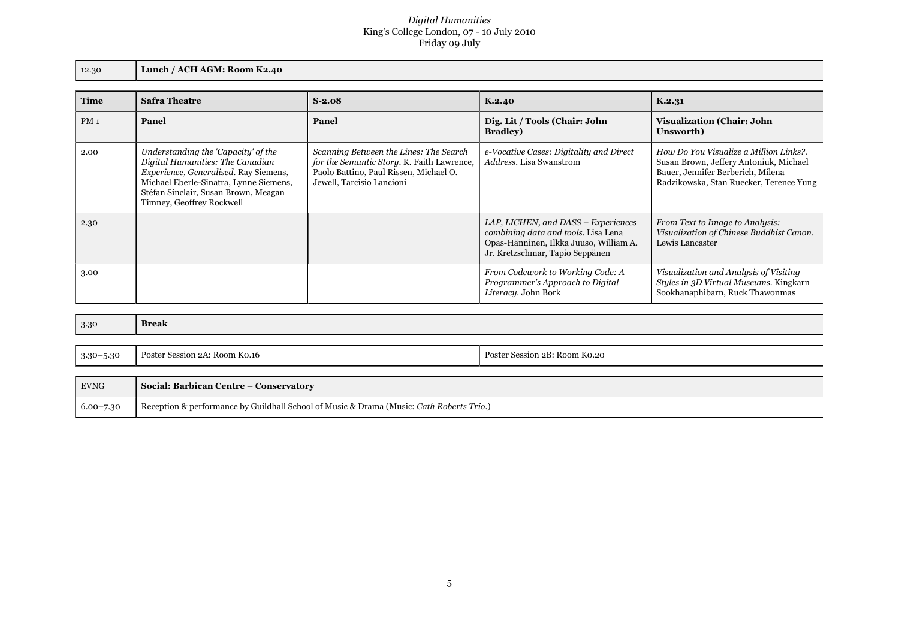*Digital Humanities*
King's College London, 07 - 10 July 2010
Friday 09 July

| 12.30 | **Lunch / ACH AGM: Room K2.40** |
|---|---|

| **Time** | **Safra Theatre** | **S-2.08** | **K.2.40** | **K.2.31** |
|---|---|---|---|---|
| PM 1 | **Panel** | **Panel** | **Dig. Lit / Tools (Chair: John Bradley)** | **Visualization (Chair: John Unsworth)** |
| 2.00 | *Understanding the 'Capacity' of the Digital Humanities: The Canadian Experience, Generalised*. Ray Siemens, Michael Eberle-Sinatra, Lynne Siemens, Stéfan Sinclair, Susan Brown, Meagan Timney, Geoffrey Rockwell | *Scanning Between the Lines: The Search for the Semantic Story*. K. Faith Lawrence, Paolo Battino, Paul Rissen, Michael O. Jewell, Tarcisio Lancioni | *e-Vocative Cases: Digitality and Direct Address*. Lisa Swanstrom | *How Do You Visualize a Million Links?*. Susan Brown, Jeffery Antoniuk, Michael Bauer, Jennifer Berberich, Milena Radzikowska, Stan Ruecker, Terence Yung |
| 2.30 | | | *LAP, LICHEN, and DASS – Experiences combining data and tools*. Lisa Lena Opas-Hänninen, Ilkka Juuso, William A. Jr. Kretzschmar, Tapio Seppänen | *From Text to Image to Analysis: Visualization of Chinese Buddhist Canon*. Lewis Lancaster |
| 3.00 | | | *From Codework to Working Code: A Programmer's Approach to Digital Literacy*. John Bork | *Visualization and Analysis of Visiting Styles in 3D Virtual Museums*. Kingkarn Sookhanaphibarn, Ruck Thawonmas |

| 3.30 | **Break** |
|---|---|

| 3.30–5.30 | Poster Session 2A: Room K0.16 | Poster Session 2B: Room K0.20 |
|---|---|---|

| EVNG | **Social: Barbican Centre – Conservatory** |
|---|---|
| 6.00–7.30 | Reception & performance by Guildhall School of Music & Drama (Music: *Cath Roberts Trio*.) |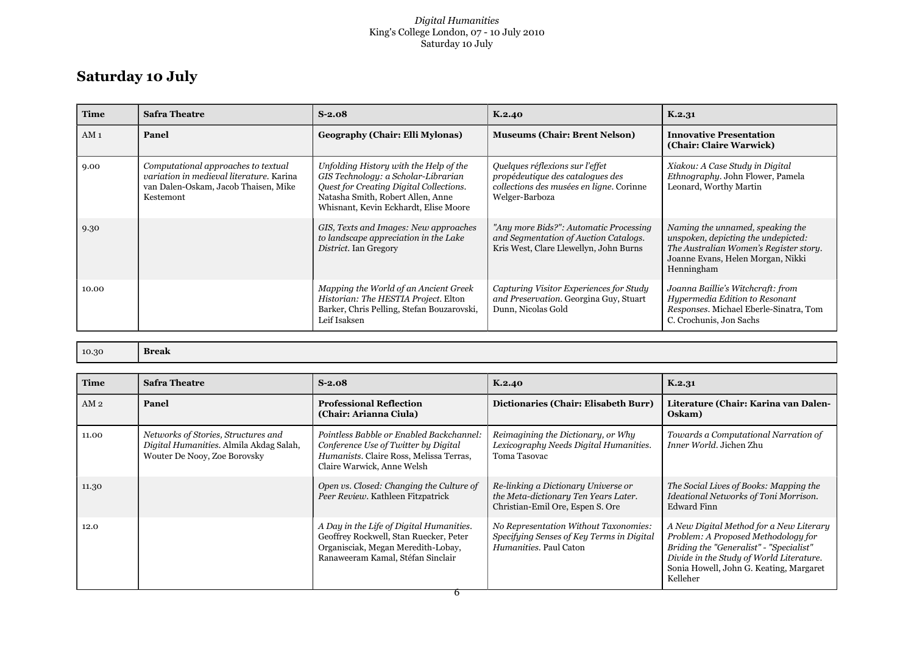## Saturday 10 July

| Time | Safra Theatre | S-2.08 | K.2.40 | K.2.31 |
|---|---|---|---|---|
| AM 1 | **Panel** | **Geography (Chair: Elli Mylonas)** | **Museums (Chair: Brent Nelson)** | **Innovative Presentation (Chair: Claire Warwick)** |
| 9.00 | *Computational approaches to textual variation in medieval literature.* Karina van Dalen-Oskam, Jacob Thaisen, Mike Kestemont | *Unfolding History with the Help of the GIS Technology: a Scholar-Librarian Quest for Creating Digital Collections.* Natasha Smith, Robert Allen, Anne Whisnant, Kevin Eckhardt, Elise Moore | *Quelques réflexions sur l'effet propédeutique des catalogues des collections des musées en ligne.* Corinne Welger-Barboza | *Xiakou: A Case Study in Digital Ethnography.* John Flower, Pamela Leonard, Worthy Martin |
| 9.30 | | *GIS, Texts and Images: New approaches to landscape appreciation in the Lake District.* Ian Gregory | *"Any more Bids?": Automatic Processing and Segmentation of Auction Catalogs.* Kris West, Clare Llewellyn, John Burns | *Naming the unnamed, speaking the unspoken, depicting the undepicted: The Australian Women's Register story.* Joanne Evans, Helen Morgan, Nikki Henningham |
| 10.00 | | *Mapping the World of an Ancient Greek Historian: The HESTIA Project.* Elton Barker, Chris Pelling, Stefan Bouzarovski, Leif Isaksen | *Capturing Visitor Experiences for Study and Preservation.* Georgina Guy, Stuart Dunn, Nicolas Gold | *Joanna Baillie's Witchcraft: from Hypermedia Edition to Resonant Responses.* Michael Eberle-Sinatra, Tom C. Crochunis, Jon Sachs |

| 10.30 | **Break** |
|---|---|

| Time | Safra Theatre | S-2.08 | K.2.40 | K.2.31 |
|---|---|---|---|---|
| AM 2 | **Panel** | **Professional Reflection (Chair: Arianna Ciula)** | **Dictionaries (Chair: Elisabeth Burr)** | **Literature (Chair: Karina van Dalen-Oskam)** |
| 11.00 | *Networks of Stories, Structures and Digital Humanities.* Almila Akdag Salah, Wouter De Nooy, Zoe Borovsky | *Pointless Babble or Enabled Backchannel: Conference Use of Twitter by Digital Humanists.* Claire Ross, Melissa Terras, Claire Warwick, Anne Welsh | *Reimagining the Dictionary, or Why Lexicography Needs Digital Humanities.* Toma Tasovac | *Towards a Computational Narration of Inner World.* Jichen Zhu |
| 11.30 | | *Open vs. Closed: Changing the Culture of Peer Review.* Kathleen Fitzpatrick | *Re-linking a Dictionary Universe or the Meta-dictionary Ten Years Later.* Christian-Emil Ore, Espen S. Ore | *The Social Lives of Books: Mapping the Ideational Networks of Toni Morrison.* Edward Finn |
| 12.0 | | *A Day in the Life of Digital Humanities.* Geoffrey Rockwell, Stan Ruecker, Peter Organisciak, Megan Meredith-Lobay, Ranaweeram Kamal, Stéfan Sinclair | *No Representation Without Taxonomies: Specifying Senses of Key Terms in Digital Humanities.* Paul Caton | *A New Digital Method for a New Literary Problem: A Proposed Methodology for Briding the "Generalist" - "Specialist" Divide in the Study of World Literature.* Sonia Howell, John G. Keating, Margaret Kelleher |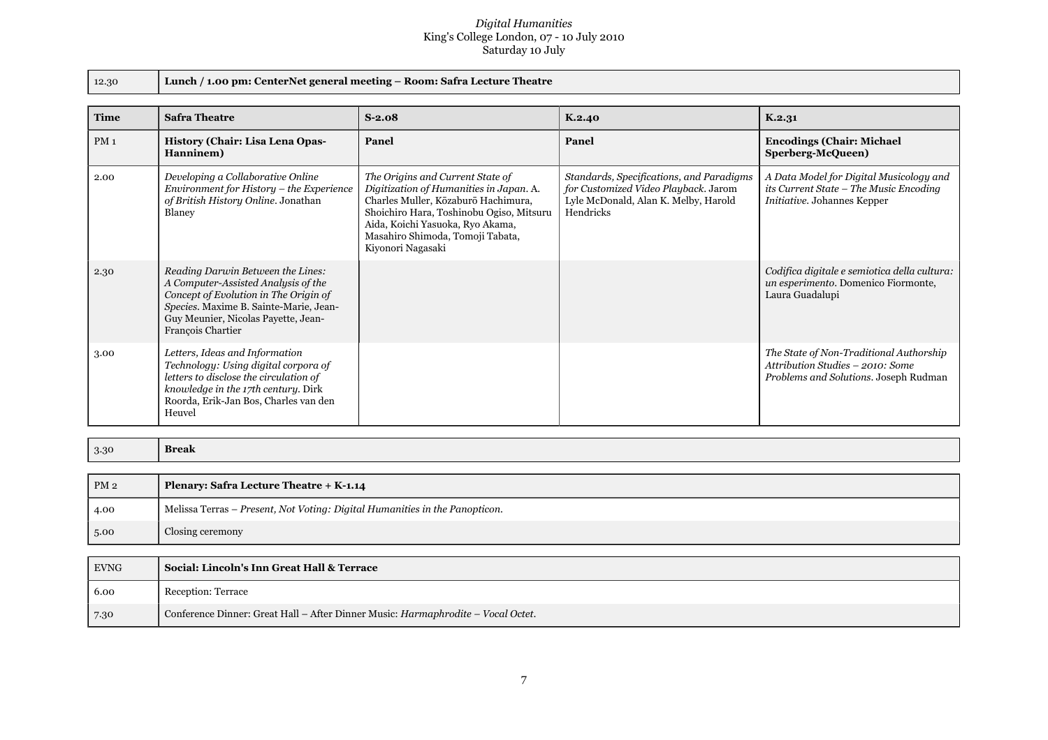*Digital Humanities*
King's College London, 07 - 10 July 2010
Saturday 10 July

| 12.30 | **Lunch / 1.00 pm: CenterNet general meeting – Room: Safra Lecture Theatre** |
|---|---|

| **Time** | **Safra Theatre** | **S-2.08** | **K.2.40** | **K.2.31** |
|---|---|---|---|---|
| PM 1 | **History (Chair: Lisa Lena Opas-Hanninem)** | **Panel** | **Panel** | **Encodings (Chair: Michael Sperberg-McQueen)** |
| 2.00 | *Developing a Collaborative Online Environment for History – the Experience of British History Online*. Jonathan Blaney | *The Origins and Current State of Digitization of Humanities in Japan*. A. Charles Muller, Kōzaburō Hachimura, Shoichiro Hara, Toshinobu Ogiso, Mitsuru Aida, Koichi Yasuoka, Ryo Akama, Masahiro Shimoda, Tomoji Tabata, Kiyonori Nagasaki | *Standards, Specifications, and Paradigms for Customized Video Playback*. Jarom Lyle McDonald, Alan K. Melby, Harold Hendricks | *A Data Model for Digital Musicology and its Current State – The Music Encoding Initiative*. Johannes Kepper |
| 2.30 | *Reading Darwin Between the Lines: A Computer-Assisted Analysis of the Concept of Evolution in The Origin of Species*. Maxime B. Sainte-Marie, Jean-Guy Meunier, Nicolas Payette, Jean-François Chartier | | | *Codifica digitale e semiotica della cultura: un esperimento*. Domenico Fiormonte, Laura Guadalupi |
| 3.00 | *Letters, Ideas and Information Technology: Using digital corpora of letters to disclose the circulation of knowledge in the 17th century*. Dirk Roorda, Erik-Jan Bos, Charles van den Heuvel | | | *The State of Non-Traditional Authorship Attribution Studies – 2010: Some Problems and Solutions*. Joseph Rudman |

| 3.30 | **Break** |
|---|---|

| PM 2 | **Plenary: Safra Lecture Theatre + K-1.14** |
|---|---|
| 4.00 | Melissa Terras – *Present, Not Voting: Digital Humanities in the Panopticon.* |
| 5.00 | Closing ceremony |

| EVNG | **Social: Lincoln's Inn Great Hall & Terrace** |
|---|---|
| 6.00 | Reception: Terrace |
| 7.30 | Conference Dinner: Great Hall – After Dinner Music: *Harmaphrodite – Vocal Octet*. |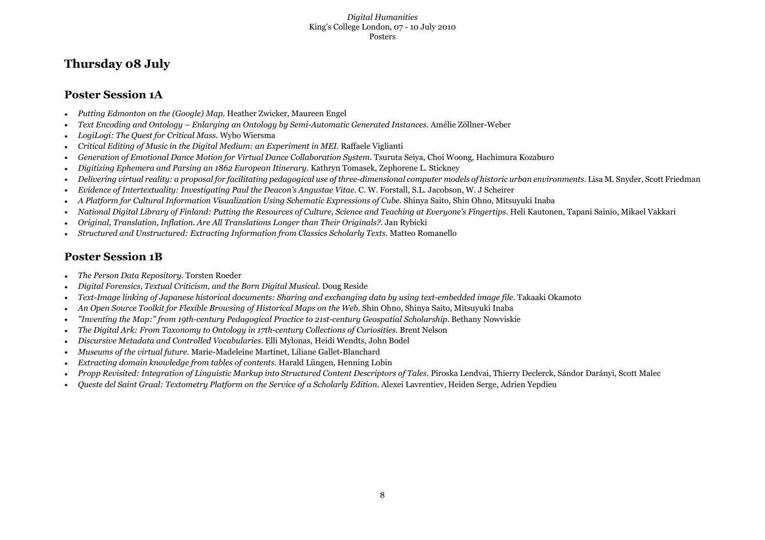## Thursday 08 July

### Poster Session 1A

- *Putting Edmonton on the (Google) Map*. Heather Zwicker, Maureen Engel
- *Text Encoding and Ontology – Enlarging an Ontology by Semi-Automatic Generated Instances*. Amélie Zöllner-Weber
- *LogiLogi: The Quest for Critical Mass*. Wybo Wiersma
- *Critical Editing of Music in the Digital Medium: an Experiment in MEI*. Raffaele Viglianti
- *Generation of Emotional Dance Motion for Virtual Dance Collaboration System*. Tsuruta Seiya, Choi Woong, Hachimura Kozaburo
- *Digitizing Ephemera and Parsing an 1862 European Itinerary*. Kathryn Tomasek, Zephorene L. Stickney
- *Delivering virtual reality: a proposal for facilitating pedagogical use of three-dimensional computer models of historic urban environments*. Lisa M. Snyder, Scott Friedman
- *Evidence of Intertextuality: Investigating Paul the Deacon's Angustae Vitae*. C. W. Forstall, S.L. Jacobson, W. J Scheirer
- *A Platform for Cultural Information Visualization Using Schematic Expressions of Cube*. Shinya Saito, Shin Ohno, Mitsuyuki Inaba
- *National Digital Library of Finland: Putting the Resources of Culture, Science and Teaching at Everyone's Fingertips*. Heli Kautonen, Tapani Sainio, Mikael Vakkari
- *Original, Translation, Inflation. Are All Translations Longer than Their Originals?*. Jan Rybicki
- *Structured and Unstructured: Extracting Information from Classics Scholarly Texts*. Matteo Romanello

### Poster Session 1B

- *The Person Data Repository*. Torsten Roeder
- *Digital Forensics, Textual Criticism, and the Born Digital Musical*. Doug Reside
- *Text-Image linking of Japanese historical documents: Sharing and exchanging data by using text-embedded image file*. Takaaki Okamoto
- *An Open Source Toolkit for Flexible Browsing of Historical Maps on the Web*. Shin Ohno, Shinya Saito, Mitsuyuki Inaba
- *"Inventing the Map:" from 19th-century Pedagogical Practice to 21st-century Geospatial Scholarship*. Bethany Nowviskie
- *The Digital Ark: From Taxonomy to Ontology in 17th-century Collections of Curiosities*. Brent Nelson
- *Discursive Metadata and Controlled Vocabularies*. Elli Mylonas, Heidi Wendts, John Bodel
- *Museums of the virtual future*. Marie-Madeleine Martinet, Liliane Gallet-Blanchard
- *Extracting domain knowledge from tables of contents*. Harald Lüngen, Henning Lobin
- *Propp Revisited: Integration of Linguistic Markup into Structured Content Descriptors of Tales*. Piroska Lendvai, Thierry Declerck, Sándor Darányi, Scott Malec
- *Queste del Saint Graal: Textometry Platform on the Service of a Scholarly Edition*. Alexei Lavrentiev, Heiden Serge, Adrien Yepdieu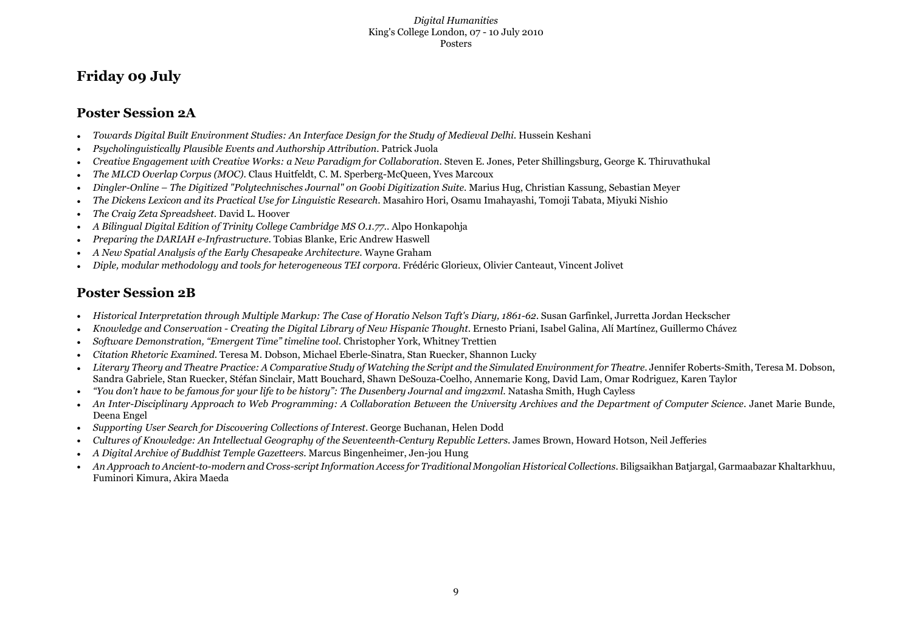# Friday 09 July

## Poster Session 2A

- *Towards Digital Built Environment Studies: An Interface Design for the Study of Medieval Delhi*. Hussein Keshani
- *Psycholinguistically Plausible Events and Authorship Attribution*. Patrick Juola
- *Creative Engagement with Creative Works: a New Paradigm for Collaboration*. Steven E. Jones, Peter Shillingsburg, George K. Thiruvathukal
- *The MLCD Overlap Corpus (MOC)*. Claus Huitfeldt, C. M. Sperberg-McQueen, Yves Marcoux
- *Dingler-Online – The Digitized "Polytechnisches Journal" on Goobi Digitization Suite*. Marius Hug, Christian Kassung, Sebastian Meyer
- *The Dickens Lexicon and its Practical Use for Linguistic Research*. Masahiro Hori, Osamu Imahayashi, Tomoji Tabata, Miyuki Nishio
- *The Craig Zeta Spreadsheet*. David L. Hoover
- *A Bilingual Digital Edition of Trinity College Cambridge MS O.1.77.*. Alpo Honkapohja
- *Preparing the DARIAH e-Infrastructure*. Tobias Blanke, Eric Andrew Haswell
- *A New Spatial Analysis of the Early Chesapeake Architecture*. Wayne Graham
- *Diple, modular methodology and tools for heterogeneous TEI corpora*. Frédéric Glorieux, Olivier Canteaut, Vincent Jolivet

## Poster Session 2B

- *Historical Interpretation through Multiple Markup: The Case of Horatio Nelson Taft's Diary, 1861-62*. Susan Garfinkel, Jurretta Jordan Heckscher
- *Knowledge and Conservation - Creating the Digital Library of New Hispanic Thought*. Ernesto Priani, Isabel Galina, Alí Martínez, Guillermo Chávez
- *Software Demonstration, "Emergent Time" timeline tool*. Christopher York, Whitney Trettien
- *Citation Rhetoric Examined*. Teresa M. Dobson, Michael Eberle-Sinatra, Stan Ruecker, Shannon Lucky
- *Literary Theory and Theatre Practice: A Comparative Study of Watching the Script and the Simulated Environment for Theatre*. Jennifer Roberts-Smith, Teresa M. Dobson, Sandra Gabriele, Stan Ruecker, Stéfan Sinclair, Matt Bouchard, Shawn DeSouza-Coelho, Annemarie Kong, David Lam, Omar Rodriguez, Karen Taylor
- *"You don't have to be famous for your life to be history": The Dusenbery Journal and img2xml*. Natasha Smith, Hugh Cayless
- *An Inter-Disciplinary Approach to Web Programming: A Collaboration Between the University Archives and the Department of Computer Science*. Janet Marie Bunde, Deena Engel
- *Supporting User Search for Discovering Collections of Interest*. George Buchanan, Helen Dodd
- *Cultures of Knowledge: An Intellectual Geography of the Seventeenth-Century Republic Letters*. James Brown, Howard Hotson, Neil Jefferies
- *A Digital Archive of Buddhist Temple Gazetteers*. Marcus Bingenheimer, Jen-jou Hung
- *An Approach to Ancient-to-modern and Cross-script Information Access for Traditional Mongolian Historical Collections*. Biligsaikhan Batjargal, Garmaabazar Khaltarkhuu, Fuminori Kimura, Akira Maeda